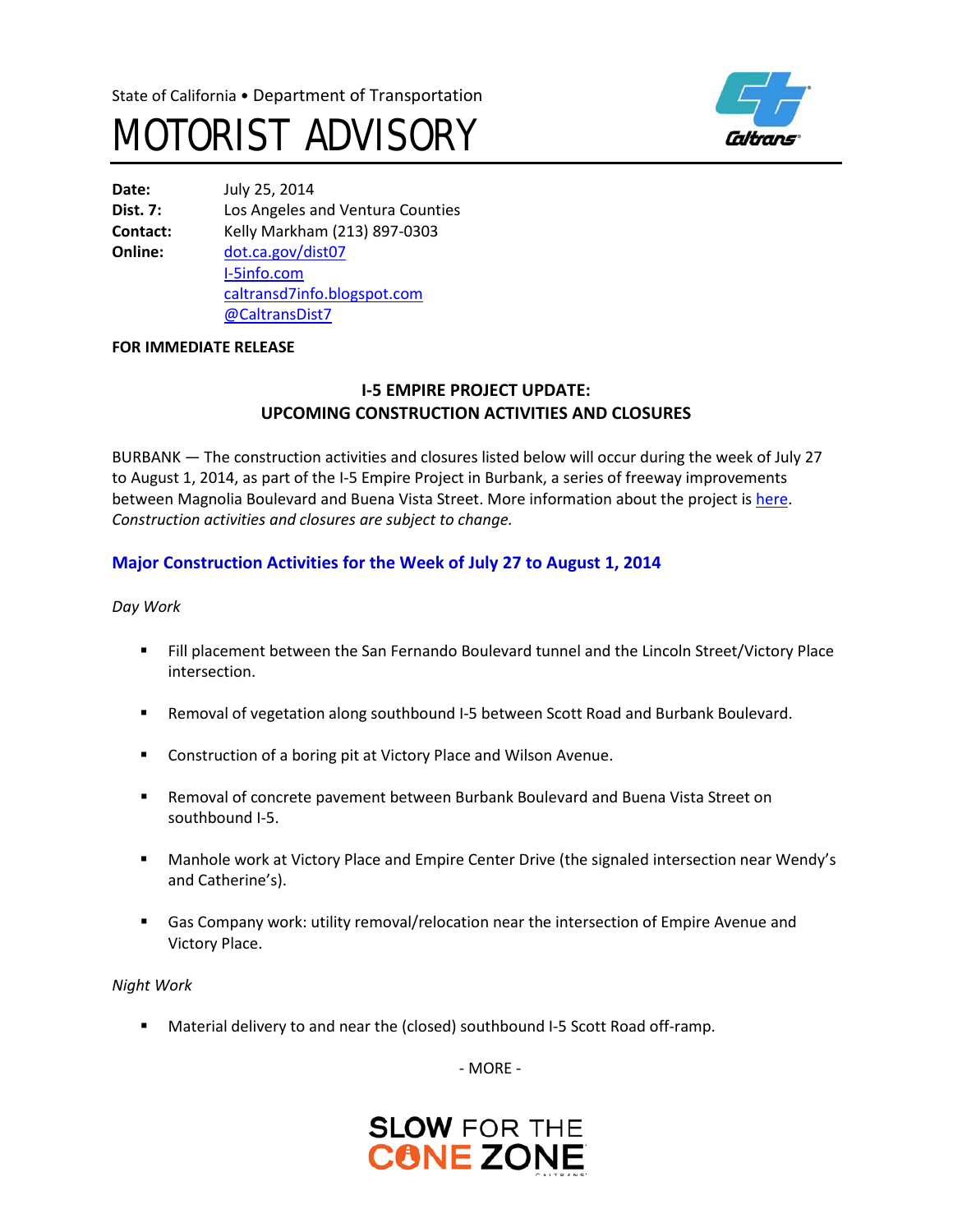State of California • Department of Transportation

# MOTORIST ADVISORY

**Date:** July 25, 2014
**Dist. 7:** Los Angeles and Ventura Counties
**Contact:** Kelly Markham (213) 897-0303
**Online:** dot.ca.gov/dist07
I-5info.com
caltransd7info.blogspot.com
@CaltransDist7

**FOR IMMEDIATE RELEASE**

## I-5 EMPIRE PROJECT UPDATE: UPCOMING CONSTRUCTION ACTIVITIES AND CLOSURES

BURBANK — The construction activities and closures listed below will occur during the week of July 27 to August 1, 2014, as part of the I-5 Empire Project in Burbank, a series of freeway improvements between Magnolia Boulevard and Buena Vista Street. More information about the project is here. *Construction activities and closures are subject to change.*

### Major Construction Activities for the Week of July 27 to August 1, 2014

*Day Work*

- Fill placement between the San Fernando Boulevard tunnel and the Lincoln Street/Victory Place intersection.
- Removal of vegetation along southbound I-5 between Scott Road and Burbank Boulevard.
- Construction of a boring pit at Victory Place and Wilson Avenue.
- Removal of concrete pavement between Burbank Boulevard and Buena Vista Street on southbound I-5.
- Manhole work at Victory Place and Empire Center Drive (the signaled intersection near Wendy's and Catherine's).
- Gas Company work: utility removal/relocation near the intersection of Empire Avenue and Victory Place.

*Night Work*

- Material delivery to and near the (closed) southbound I-5 Scott Road off-ramp.

- MORE -

SLOW FOR THE CONE ZONE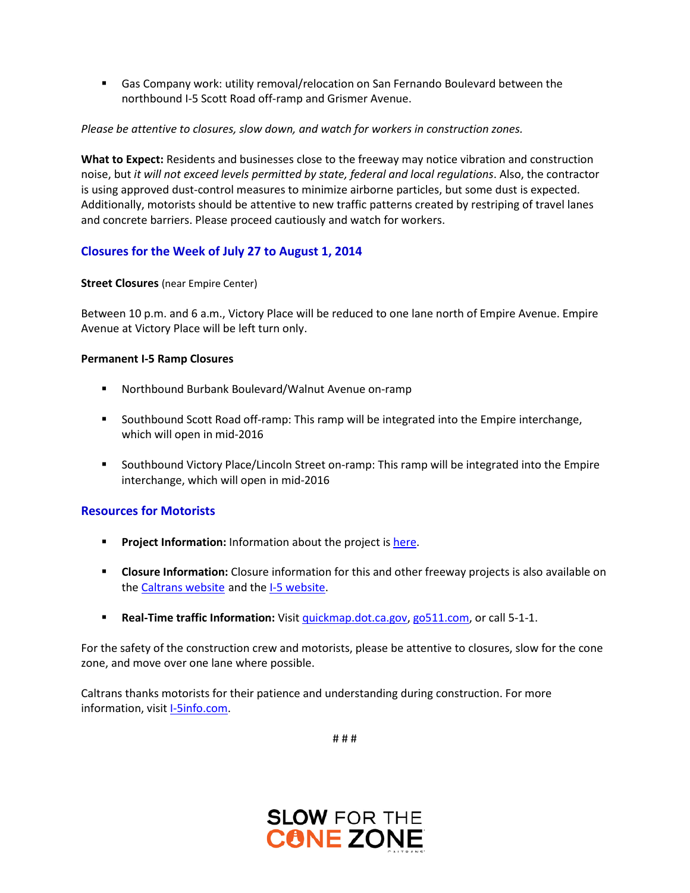- Gas Company work: utility removal/relocation on San Fernando Boulevard between the northbound I-5 Scott Road off-ramp and Grismer Avenue.

*Please be attentive to closures, slow down, and watch for workers in construction zones.*

**What to Expect:** Residents and businesses close to the freeway may notice vibration and construction noise, but *it will not exceed levels permitted by state, federal and local regulations*. Also, the contractor is using approved dust-control measures to minimize airborne particles, but some dust is expected. Additionally, motorists should be attentive to new traffic patterns created by restriping of travel lanes and concrete barriers. Please proceed cautiously and watch for workers.

## Closures for the Week of July 27 to August 1, 2014

**Street Closures** (near Empire Center)

Between 10 p.m. and 6 a.m., Victory Place will be reduced to one lane north of Empire Avenue. Empire Avenue at Victory Place will be left turn only.

**Permanent I-5 Ramp Closures**

- Northbound Burbank Boulevard/Walnut Avenue on-ramp
- Southbound Scott Road off-ramp: This ramp will be integrated into the Empire interchange, which will open in mid-2016
- Southbound Victory Place/Lincoln Street on-ramp: This ramp will be integrated into the Empire interchange, which will open in mid-2016

## Resources for Motorists

- **Project Information:** Information about the project is here.
- **Closure Information:** Closure information for this and other freeway projects is also available on the Caltrans website and the I-5 website.
- **Real-Time traffic Information:** Visit quickmap.dot.ca.gov, go511.com, or call 5-1-1.

For the safety of the construction crew and motorists, please be attentive to closures, slow for the cone zone, and move over one lane where possible.

Caltrans thanks motorists for their patience and understanding during construction. For more information, visit I-5info.com.

# # #

SLOW FOR THE CONE ZONE